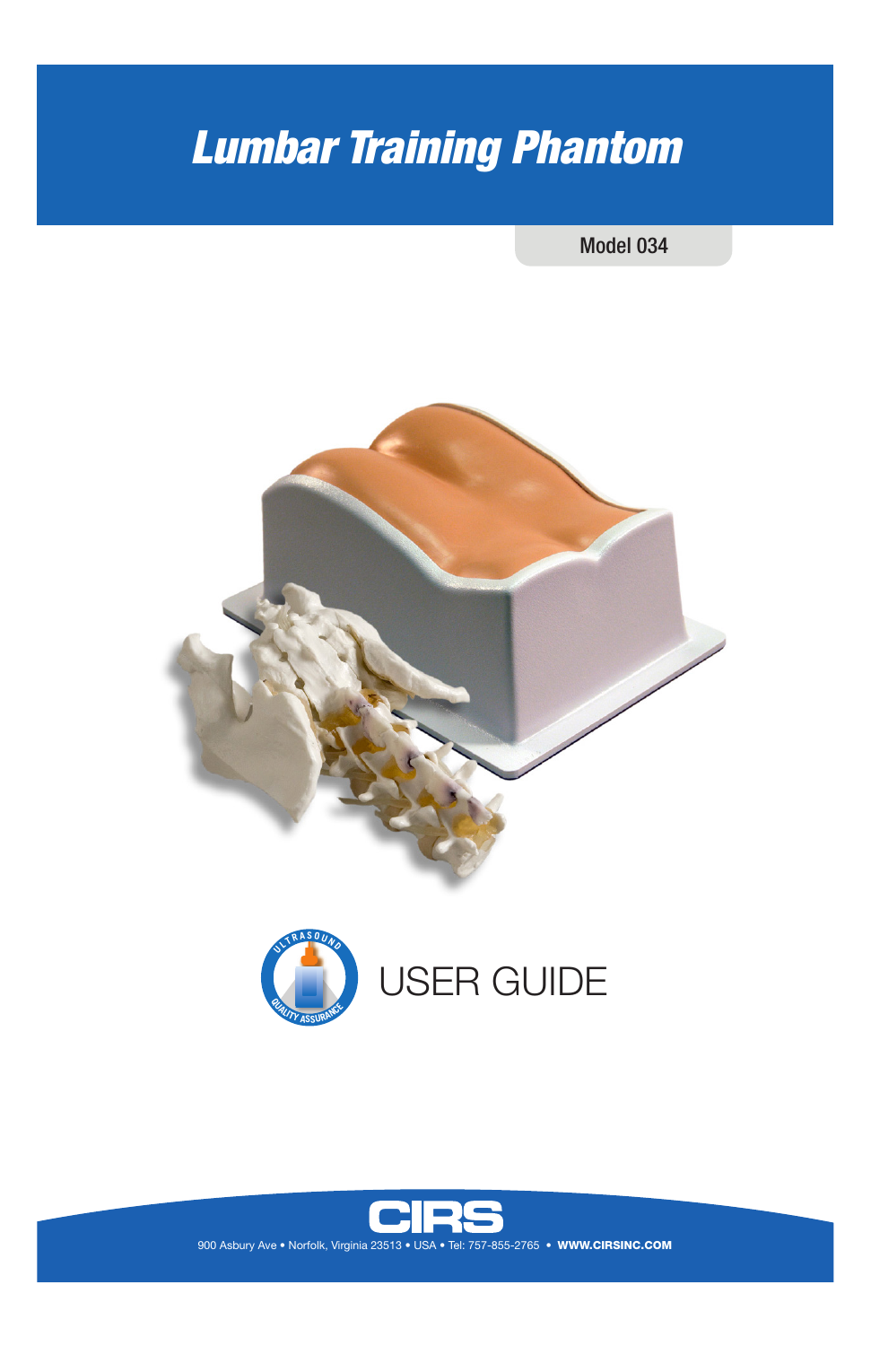# *Lumbar Training Phantom*

Model 034

USER GUIDE

CIRS

900 Asbury Ave • Norfolk, Virginia 23513 • USA • Tel: 757-855-2765 • **WWW.CIRSINC.COM**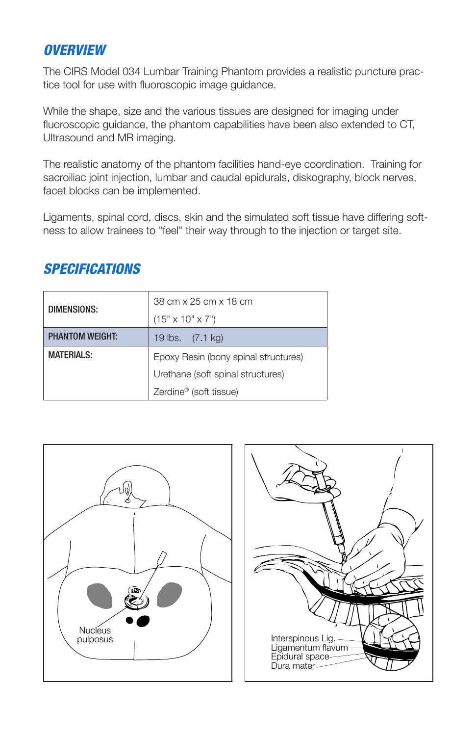## OVERVIEW

The CIRS Model 034 Lumbar Training Phantom provides a realistic puncture practice tool for use with fluoroscopic image guidance.

While the shape, size and the various tissues are designed for imaging under fluoroscopic guidance, the phantom capabilities have been also extended to CT, Ultrasound and MR imaging.

The realistic anatomy of the phantom facilities hand-eye coordination. Training for sacroiliac joint injection, lumbar and caudal epidurals, diskography, block nerves, facet blocks can be implemented.

Ligaments, spinal cord, discs, skin and the simulated soft tissue have differing softness to allow trainees to "feel" their way through to the injection or target site.

## SPECIFICATIONS

| | |
|---|---|
| **DIMENSIONS:** | 38 cm x 25 cm x 18 cm<br>(15" x 10" x 7") |
| **PHANTOM WEIGHT:** | 19 lbs. (7.1 kg) |
| **MATERIALS:** | Epoxy Resin (bony spinal structures)<br>Urethane (soft spinal structures)<br>Zerdine® (soft tissue) |

Nucleus pulposus

Interspinous Lig.
Ligamentum flavum
Epidural space
Dura mater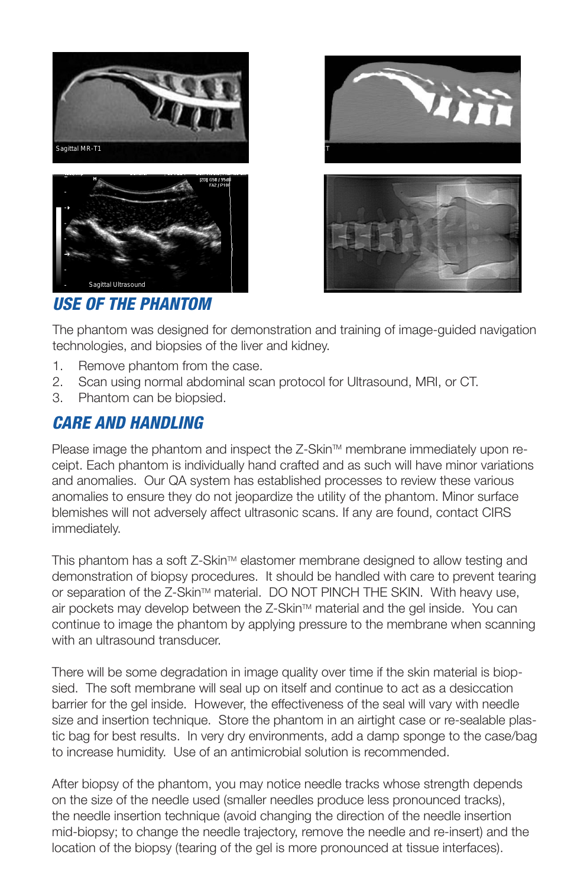Sagittal MR-T1

T

Sagittal Ultrasound

## USE OF THE PHANTOM

The phantom was designed for demonstration and training of image-guided navigation technologies, and biopsies of the liver and kidney.

1. Remove phantom from the case.
2. Scan using normal abdominal scan protocol for Ultrasound, MRI, or CT.
3. Phantom can be biopsied.

## CARE AND HANDLING

Please image the phantom and inspect the Z-Skin™ membrane immediately upon receipt. Each phantom is individually hand crafted and as such will have minor variations and anomalies. Our QA system has established processes to review these various anomalies to ensure they do not jeopardize the utility of the phantom. Minor surface blemishes will not adversely affect ultrasonic scans. If any are found, contact CIRS immediately.

This phantom has a soft Z-Skin™ elastomer membrane designed to allow testing and demonstration of biopsy procedures. It should be handled with care to prevent tearing or separation of the Z-Skin™ material. DO NOT PINCH THE SKIN. With heavy use, air pockets may develop between the Z-Skin™ material and the gel inside. You can continue to image the phantom by applying pressure to the membrane when scanning with an ultrasound transducer.

There will be some degradation in image quality over time if the skin material is biopsied. The soft membrane will seal up on itself and continue to act as a desiccation barrier for the gel inside. However, the effectiveness of the seal will vary with needle size and insertion technique. Store the phantom in an airtight case or re-sealable plastic bag for best results. In very dry environments, add a damp sponge to the case/bag to increase humidity. Use of an antimicrobial solution is recommended.

After biopsy of the phantom, you may notice needle tracks whose strength depends on the size of the needle used (smaller needles produce less pronounced tracks), the needle insertion technique (avoid changing the direction of the needle insertion mid-biopsy; to change the needle trajectory, remove the needle and re-insert) and the location of the biopsy (tearing of the gel is more pronounced at tissue interfaces).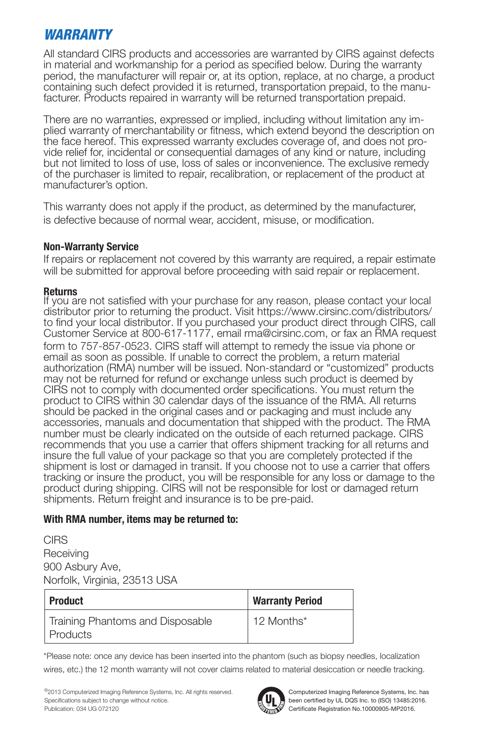## *WARRANTY*

All standard CIRS products and accessories are warranted by CIRS against defects in material and workmanship for a period as specified below. During the warranty period, the manufacturer will repair or, at its option, replace, at no charge, a product containing such defect provided it is returned, transportation prepaid, to the manufacturer. Products repaired in warranty will be returned transportation prepaid.

There are no warranties, expressed or implied, including without limitation any implied warranty of merchantability or fitness, which extend beyond the description on the face hereof. This expressed warranty excludes coverage of, and does not provide relief for, incidental or consequential damages of any kind or nature, including but not limited to loss of use, loss of sales or inconvenience. The exclusive remedy of the purchaser is limited to repair, recalibration, or replacement of the product at manufacturer's option.

This warranty does not apply if the product, as determined by the manufacturer, is defective because of normal wear, accident, misuse, or modification.

**Non-Warranty Service**

If repairs or replacement not covered by this warranty are required, a repair estimate will be submitted for approval before proceeding with said repair or replacement.

**Returns**

If you are not satisfied with your purchase for any reason, please contact your local distributor prior to returning the product. Visit https://www.cirsinc.com/distributors/ to find your local distributor. If you purchased your product direct through CIRS, call Customer Service at 800-617-1177, email rma@cirsinc.com, or fax an RMA request form to 757-857-0523. CIRS staff will attempt to remedy the issue via phone or email as soon as possible. If unable to correct the problem, a return material authorization (RMA) number will be issued. Non-standard or "customized" products may not be returned for refund or exchange unless such product is deemed by CIRS not to comply with documented order specifications. You must return the product to CIRS within 30 calendar days of the issuance of the RMA. All returns should be packed in the original cases and or packaging and must include any accessories, manuals and documentation that shipped with the product. The RMA number must be clearly indicated on the outside of each returned package. CIRS recommends that you use a carrier that offers shipment tracking for all returns and insure the full value of your package so that you are completely protected if the shipment is lost or damaged in transit. If you choose not to use a carrier that offers tracking or insure the product, you will be responsible for any loss or damage to the product during shipping. CIRS will not be responsible for lost or damaged return shipments. Return freight and insurance is to be pre-paid.

**With RMA number, items may be returned to:**

CIRS
Receiving
900 Asbury Ave,
Norfolk, Virginia, 23513 USA

| Product | Warranty Period |
|---|---|
| Training Phantoms and Disposable Products | 12 Months* |

*Please note: once any device has been inserted into the phantom (such as biopsy needles, localization wires, etc.) the 12 month warranty will not cover claims related to material desiccation or needle tracking.

©2013 Computerized Imaging Reference Systems, Inc. All rights reserved.
Specifications subject to change without notice.
Publication: 034 UG 072120

Computerized Imaging Reference Systems, Inc. has been certified by UL DQS Inc. to (ISO) 13485:2016. Certificate Registration No.10000905-MP2016.